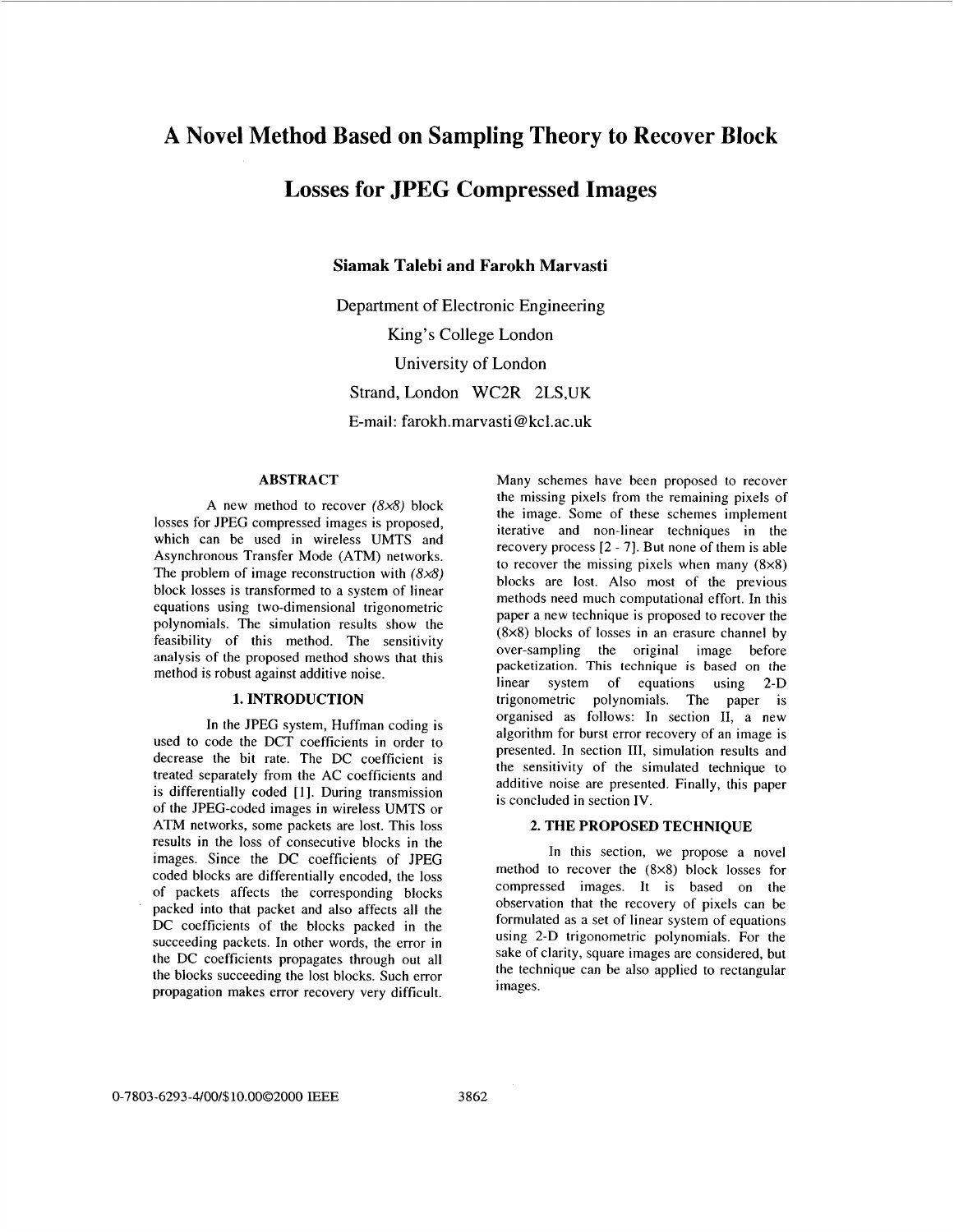# A Novel Method Based on Sampling Theory to Recover Block Losses for JPEG Compressed Images

**Siamak Talebi and Farokh Marvasti**

Department of Electronic Engineering
King's College London
University of London
Strand, London WC2R 2LS,UK
E-mail: farokh.marvasti@kcl.ac.uk

### ABSTRACT

A new method to recover *(8x8)* block losses for JPEG compressed images is proposed, which can be used in wireless UMTS and Asynchronous Transfer Mode (ATM) networks. The problem of image reconstruction with *(8x8)* block losses is transformed to a system of linear equations using two-dimensional trigonometric polynomials. The simulation results show the feasibility of this method. The sensitivity analysis of the proposed method shows that this method is robust against additive noise.

### 1. INTRODUCTION

In the JPEG system, Huffman coding is used to code the DCT coefficients in order to decrease the bit rate. The DC coefficient is treated separately from the AC coefficients and is differentially coded [1]. During transmission of the JPEG-coded images in wireless UMTS or ATM networks, some packets are lost. This loss results in the loss of consecutive blocks in the images. Since the DC coefficients of JPEG coded blocks are differentially encoded, the loss of packets affects the corresponding blocks packed into that packet and also affects all the DC coefficients of the blocks packed in the succeeding packets. In other words, the error in the DC coefficients propagates through out all the blocks succeeding the lost blocks. Such error propagation makes error recovery very difficult. Many schemes have been proposed to recover the missing pixels from the remaining pixels of the image. Some of these schemes implement iterative and non-linear techniques in the recovery process [2 - 7]. But none of them is able to recover the missing pixels when many (8×8) blocks are lost. Also most of the previous methods need much computational effort. In this paper a new technique is proposed to recover the (8×8) blocks of losses in an erasure channel by over-sampling the original image before packetization. This technique is based on the linear system of equations using 2-D trigonometric polynomials. The paper is organised as follows: In section II, a new algorithm for burst error recovery of an image is presented. In section III, simulation results and the sensitivity of the simulated technique to additive noise are presented. Finally, this paper is concluded in section IV.

### 2. THE PROPOSED TECHNIQUE

In this section, we propose a novel method to recover the (8×8) block losses for compressed images. It is based on the observation that the recovery of pixels can be formulated as a set of linear system of equations using 2-D trigonometric polynomials. For the sake of clarity, square images are considered, but the technique can be also applied to rectangular images.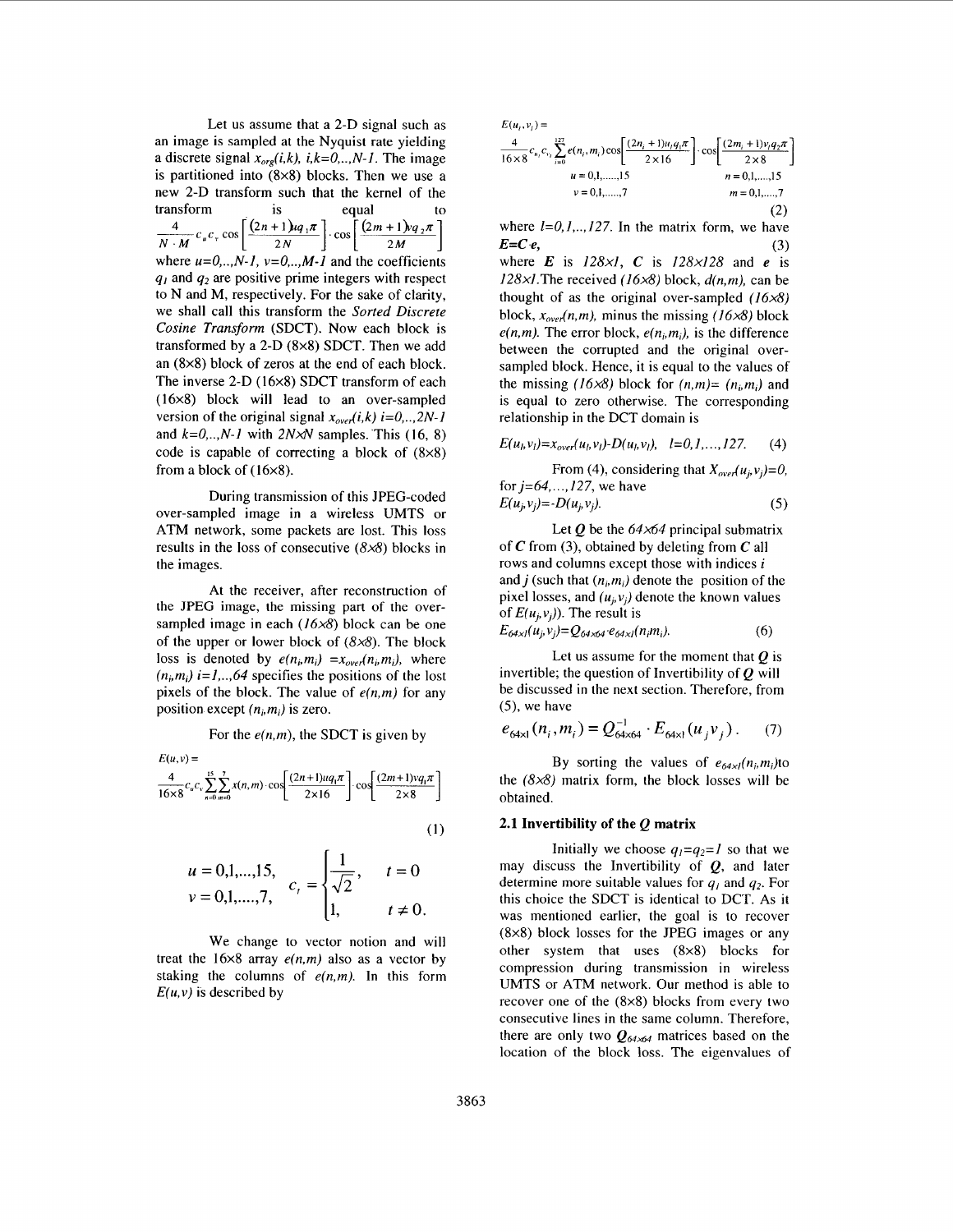Let us assume that a 2-D signal such as an image is sampled at the Nyquist rate yielding a discrete signal $x_{org}(i,k)$, $i,k=0,..,N-1$. The image is partitioned into (8×8) blocks. Then we use a new 2-D transform such that the kernel of the transform is equal to $\frac{4}{N \cdot M} c_u c_v \cos\left[\frac{(2n+1)uq_1\pi}{2N}\right] \cdot \cos\left[\frac{(2m+1)vq_2\pi}{2M}\right]$ where $u=0,..,N-1$, $v=0,..,M-1$ and the coefficients $q_1$ and $q_2$ are positive prime integers with respect to N and M, respectively. For the sake of clarity, we shall call this transform the *Sorted Discrete Cosine Transform* (SDCT). Now each block is transformed by a 2-D (8×8) SDCT. Then we add an (8×8) block of zeros at the end of each block. The inverse 2-D (16×8) SDCT transform of each (16×8) block will lead to an over-sampled version of the original signal $x_{over}(i,k)$ $i=0,..,2N-1$ and $k=0,..,N-1$ with $2N \times N$ samples. This (16, 8) code is capable of correcting a block of (8×8) from a block of (16×8).

During transmission of this JPEG-coded over-sampled image in a wireless UMTS or ATM network, some packets are lost. This loss results in the loss of consecutive *(8×8)* blocks in the images.

At the receiver, after reconstruction of the JPEG image, the missing part of the over-sampled image in each *(16×8)* block can be one of the upper or lower block of *(8×8)*. The block loss is denoted by $e(n_i,m_i) = x_{over}(n_i,m_i)$, where $(n_i,m_i)$ $i=1,..,64$ specifies the positions of the lost pixels of the block. The value of $e(n,m)$ for any position except $(n_i,m_i)$ is zero.

For the $e(n,m)$, the SDCT is given by

$$E(u,v) = \frac{4}{16\times 8} c_u c_v \sum_{n=0}^{15}\sum_{m=0}^{7} x(n,m)\cdot \cos\left[\frac{(2n+1)uq_1\pi}{2\times 16}\right]\cdot \cos\left[\frac{(2m+1)vq_1\pi}{2\times 8}\right] \tag{1}$$

$$u = 0,1,...,15, \quad v = 0,1,....,7, \qquad c_t = \begin{cases} \frac{1}{\sqrt{2}}, & t=0 \\ 1, & t \neq 0. \end{cases}$$

We change to vector notion and will treat the 16×8 array $e(n,m)$ also as a vector by staking the columns of $e(n,m)$. In this form $E(u,v)$ is described by

$$E(u_l,v_l) = \frac{4}{16\times 8} c_{u_l} c_{v_l} \sum_{i=0}^{127} e(n_i,m_i)\cos\left[\frac{(2n_i+1)u_l q_1\pi}{2\times 16}\right]\cdot \cos\left[\frac{(2m_i+1)v_l q_2\pi}{2\times 8}\right] \tag{2}$$

$$u = 0,1,.....,15 \quad n = 0,1,.....,15$$
$$v = 0,1,......,7 \quad m = 0,1,.....,7$$

where $l=0,1,..,127$. In the matrix form, we have

$$\boldsymbol{E}=\boldsymbol{C}\cdot\boldsymbol{e}, \tag{3}$$

where $\boldsymbol{E}$ is $128\times 1$, $\boldsymbol{C}$ is $128\times 128$ and $\boldsymbol{e}$ is $128\times 1$. The received *(16×8)* block, $d(n,m)$, can be thought of as the original over-sampled *(16×8)* block, $x_{over}(n,m)$, minus the missing *(16×8)* block $e(n,m)$. The error block, $e(n_i,m_i)$, is the difference between the corrupted and the original over-sampled block. Hence, it is equal to the values of the missing *(16×8)* block for $(n,m)=(n_i,m_i)$ and is equal to zero otherwise. The corresponding relationship in the DCT domain is

$$E(u_l,v_l)=x_{over}(u_l,v_l)-D(u_l,v_l), \quad l=0,1,\ldots,127. \tag{4}$$

From (4), considering that $X_{over}(u_j,v_j)=0$, for $j=64,\ldots,127$, we have

$$E(u_j,v_j)=-D(u_j,v_j). \tag{5}$$

Let $\boldsymbol{Q}$ be the $64\times 64$ principal submatrix of $\boldsymbol{C}$ from (3), obtained by deleting from $\boldsymbol{C}$ all rows and columns except those with indices $i$ and $j$ (such that $(n_i,m_i)$ denote the position of the pixel losses, and $(u_j,v_j)$ denote the known values of $E(u_j,v_j)$). The result is

$$E_{64\times 1}(u_j,v_j)=Q_{64\times 64}\cdot e_{64\times 1}(n_i m_i). \tag{6}$$

Let us assume for the moment that $\boldsymbol{Q}$ is invertible; the question of Invertibility of $\boldsymbol{Q}$ will be discussed in the next section. Therefore, from (5), we have

$$e_{64\times 1}(n_i,m_i) = Q_{64\times 64}^{-1}\cdot E_{64\times 1}(u_j v_j). \tag{7}$$

By sorting the values of $e_{64\times 1}(n_i,m_i)$ to the *(8×8)* matrix form, the block losses will be obtained.

### 2.1 Invertibility of the $\boldsymbol{Q}$ matrix

Initially we choose $q_1=q_2=1$ so that we may discuss the Invertibility of $\boldsymbol{Q}$, and later determine more suitable values for $q_1$ and $q_2$. For this choice the SDCT is identical to DCT. As it was mentioned earlier, the goal is to recover (8×8) block losses for the JPEG images or any other system that uses (8×8) blocks for compression during transmission in wireless UMTS or ATM network. Our method is able to recover one of the (8×8) blocks from every two consecutive lines in the same column. Therefore, there are only two $\boldsymbol{Q_{64\times 64}}$ matrices based on the location of the block loss. The eigenvalues of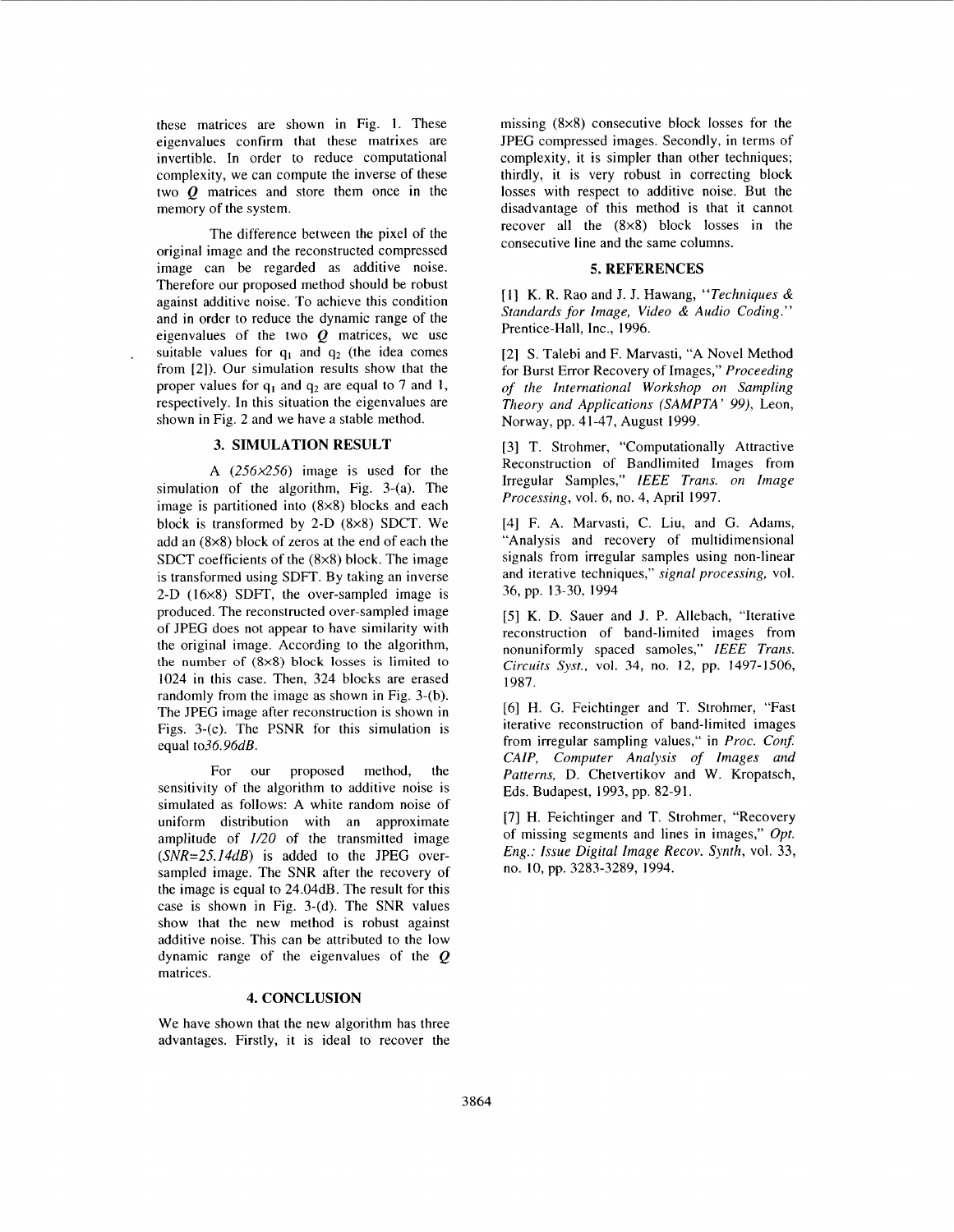these matrices are shown in Fig. 1. These eigenvalues confirm that these matrixes are invertible. In order to reduce computational complexity, we can compute the inverse of these two $Q$ matrices and store them once in the memory of the system.

The difference between the pixel of the original image and the reconstructed compressed image can be regarded as additive noise. Therefore our proposed method should be robust against additive noise. To achieve this condition and in order to reduce the dynamic range of the eigenvalues of the two $Q$ matrices, we use suitable values for $q_1$ and $q_2$ (the idea comes from [2]). Our simulation results show that the proper values for $q_1$ and $q_2$ are equal to 7 and 1, respectively. In this situation the eigenvalues are shown in Fig. 2 and we have a stable method.

## 3. SIMULATION RESULT

A *(256×256)* image is used for the simulation of the algorithm, Fig. 3-(a). The image is partitioned into (8×8) blocks and each block is transformed by 2-D (8×8) SDCT. We add an (8×8) block of zeros at the end of each the SDCT coefficients of the (8×8) block. The image is transformed using SDFT. By taking an inverse 2-D (16×8) SDFT, the over-sampled image is produced. The reconstructed over-sampled image of JPEG does not appear to have similarity with the original image. According to the algorithm, the number of (8×8) block losses is limited to 1024 in this case. Then, 324 blocks are erased randomly from the image as shown in Fig. 3-(b). The JPEG image after reconstruction is shown in Figs. 3-(c). The PSNR for this simulation is equal to*36.96dB*.

For our proposed method, the sensitivity of the algorithm to additive noise is simulated as follows: A white random noise of uniform distribution with an approximate amplitude of *1/20* of the transmitted image *(SNR=25.14dB)* is added to the JPEG over-sampled image. The SNR after the recovery of the image is equal to 24.04dB. The result for this case is shown in Fig. 3-(d). The SNR values show that the new method is robust against additive noise. This can be attributed to the low dynamic range of the eigenvalues of the $Q$ matrices.

## 4. CONCLUSION

We have shown that the new algorithm has three advantages. Firstly, it is ideal to recover the missing (8×8) consecutive block losses for the JPEG compressed images. Secondly, in terms of complexity, it is simpler than other techniques; thirdly, it is very robust in correcting block losses with respect to additive noise. But the disadvantage of this method is that it cannot recover all the (8×8) block losses in the consecutive line and the same columns.

## 5. REFERENCES

[1] K. R. Rao and J. J. Hawang, "*Techniques & Standards for Image, Video & Audio Coding.*" Prentice-Hall, Inc., 1996.

[2] S. Talebi and F. Marvasti, "A Novel Method for Burst Error Recovery of Images," *Proceeding of the International Workshop on Sampling Theory and Applications (SAMPTA' 99)*, Leon, Norway, pp. 41-47, August 1999.

[3] T. Strohmer, "Computationally Attractive Reconstruction of Bandlimited Images from Irregular Samples," *IEEE Trans. on Image Processing*, vol. 6, no. 4, April 1997.

[4] F. A. Marvasti, C. Liu, and G. Adams, "Analysis and recovery of multidimensional signals from irregular samples using non-linear and iterative techniques," *signal processing,* vol. 36, pp. 13-30, 1994

[5] K. D. Sauer and J. P. Allebach, "Iterative reconstruction of band-limited images from nonuniformly spaced samoles," *IEEE Trans. Circuits Syst.*, vol. 34, no. 12, pp. 1497-1506, 1987.

[6] H. G. Feichtinger and T. Strohmer, "Fast iterative reconstruction of band-limited images from irregular sampling values," in *Proc. Conf. CAIP, Computer Analysis of Images and Patterns,* D. Chetvertikov and W. Kropatsch, Eds. Budapest, 1993, pp. 82-91.

[7] H. Feichtinger and T. Strohmer, "Recovery of missing segments and lines in images," *Opt. Eng.: Issue Digital Image Recov. Synth*, vol. 33, no. 10, pp. 3283-3289, 1994.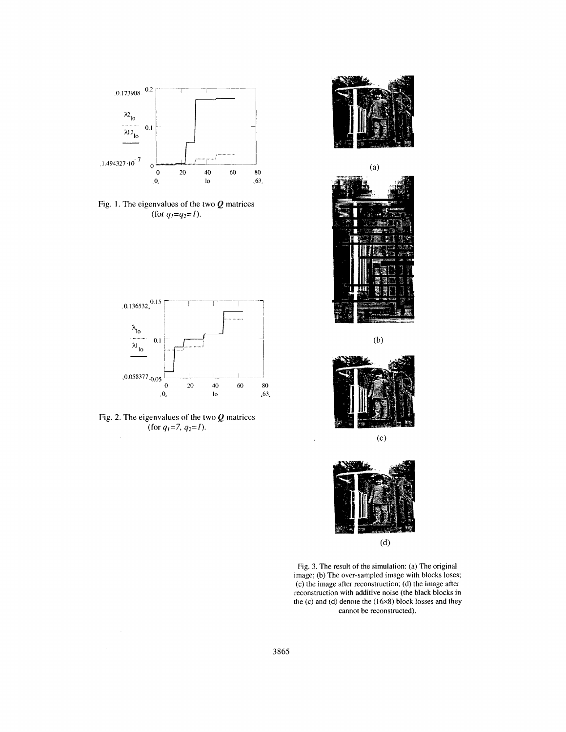0.173908

0.2

$\lambda2_{lo}$

$\lambda l2_{lo}$

0.1

1.494327·10$^{-7}$

0

0 20 40 60 80

0 lo 63

Fig. 1. The eigenvalues of the two $\boldsymbol{Q}$ matrices (for $q_1=q_2=1$).

0.136532

0.15

$\lambda_{lo}$

$\lambda l_{lo}$

0.1

0.058377

0.05

0 20 40 60 80

0 lo 63

Fig. 2. The eigenvalues of the two $\boldsymbol{Q}$ matrices (for $q_1=7$, $q_2=1$).

(a)

(b)

(c)

(d)

Fig. 3. The result of the simulation: (a) The original image; (b) The over-sampled image with blocks loses; (c) the image after reconstruction; (d) the image after reconstruction with additive noise (the black blocks in the (c) and (d) denote the (16×8) block losses and they cannot be reconstructed).